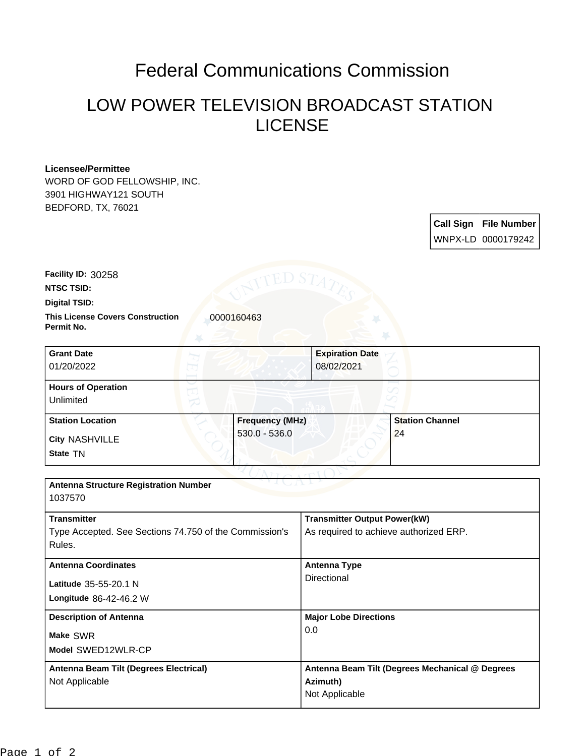# Federal Communications Commission

## LOW POWER TELEVISION BROADCAST STATION LICENSE

**Licensee/Permittee**
WORD OF GOD FELLOWSHIP, INC.
3901 HIGHWAY121 SOUTH
BEDFORD, TX, 76021

| Call Sign | File Number |
|---|---|
| WNPX-LD | 0000179242 |

**Facility ID:** 30258

**NTSC TSID:**

**Digital TSID:**

**This License Covers Construction Permit No.** 0000160463

| Grant Date | Expiration Date |
|---|---|
| 01/20/2022 | 08/02/2021 |

| Hours of Operation |
|---|
| Unlimited |

| Station Location | Frequency (MHz) | Station Channel |
|---|---|---|
| City NASHVILLE<br>State TN | 530.0 - 536.0 | 24 |

| Antenna Structure Registration Number | |
|---|---|
| 1037570 | |
| **Transmitter** | **Transmitter Output Power(kW)** |
| Type Accepted. See Sections 74.750 of the Commission's Rules. | As required to achieve authorized ERP. |
| **Antenna Coordinates** | **Antenna Type** |
| Latitude 35-55-20.1 N<br>Longitude 86-42-46.2 W | Directional |
| **Description of Antenna** | **Major Lobe Directions** |
| Make SWR<br>Model SWED12WLR-CP | 0.0 |
| **Antenna Beam Tilt (Degrees Electrical)** | **Antenna Beam Tilt (Degrees Mechanical @ Degrees Azimuth)** |
| Not Applicable | Not Applicable |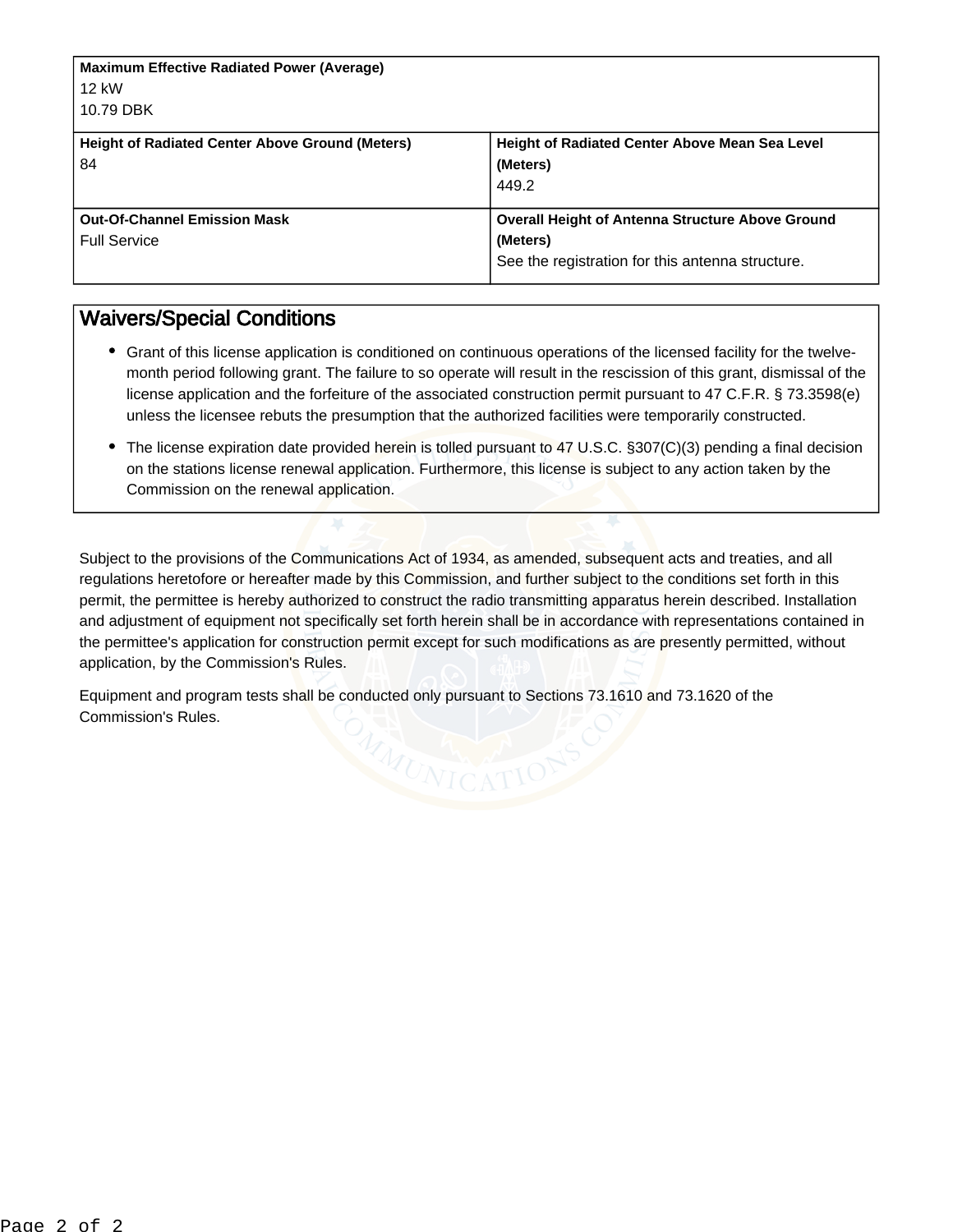| | |
|---|---|
| **Maximum Effective Radiated Power (Average)**<br>12 kW<br>10.79 DBK | |
| **Height of Radiated Center Above Ground (Meters)**<br>84 | **Height of Radiated Center Above Mean Sea Level (Meters)**<br>449.2 |
| **Out-Of-Channel Emission Mask**<br>Full Service | **Overall Height of Antenna Structure Above Ground (Meters)**<br>See the registration for this antenna structure. |

## Waivers/Special Conditions

- Grant of this license application is conditioned on continuous operations of the licensed facility for the twelve-month period following grant. The failure to so operate will result in the rescission of this grant, dismissal of the license application and the forfeiture of the associated construction permit pursuant to 47 C.F.R. § 73.3598(e) unless the licensee rebuts the presumption that the authorized facilities were temporarily constructed.
- The license expiration date provided herein is tolled pursuant to 47 U.S.C. §307(C)(3) pending a final decision on the stations license renewal application. Furthermore, this license is subject to any action taken by the Commission on the renewal application.

Subject to the provisions of the Communications Act of 1934, as amended, subsequent acts and treaties, and all regulations heretofore or hereafter made by this Commission, and further subject to the conditions set forth in this permit, the permittee is hereby authorized to construct the radio transmitting apparatus herein described. Installation and adjustment of equipment not specifically set forth herein shall be in accordance with representations contained in the permittee's application for construction permit except for such modifications as are presently permitted, without application, by the Commission's Rules.

Equipment and program tests shall be conducted only pursuant to Sections 73.1610 and 73.1620 of the Commission's Rules.